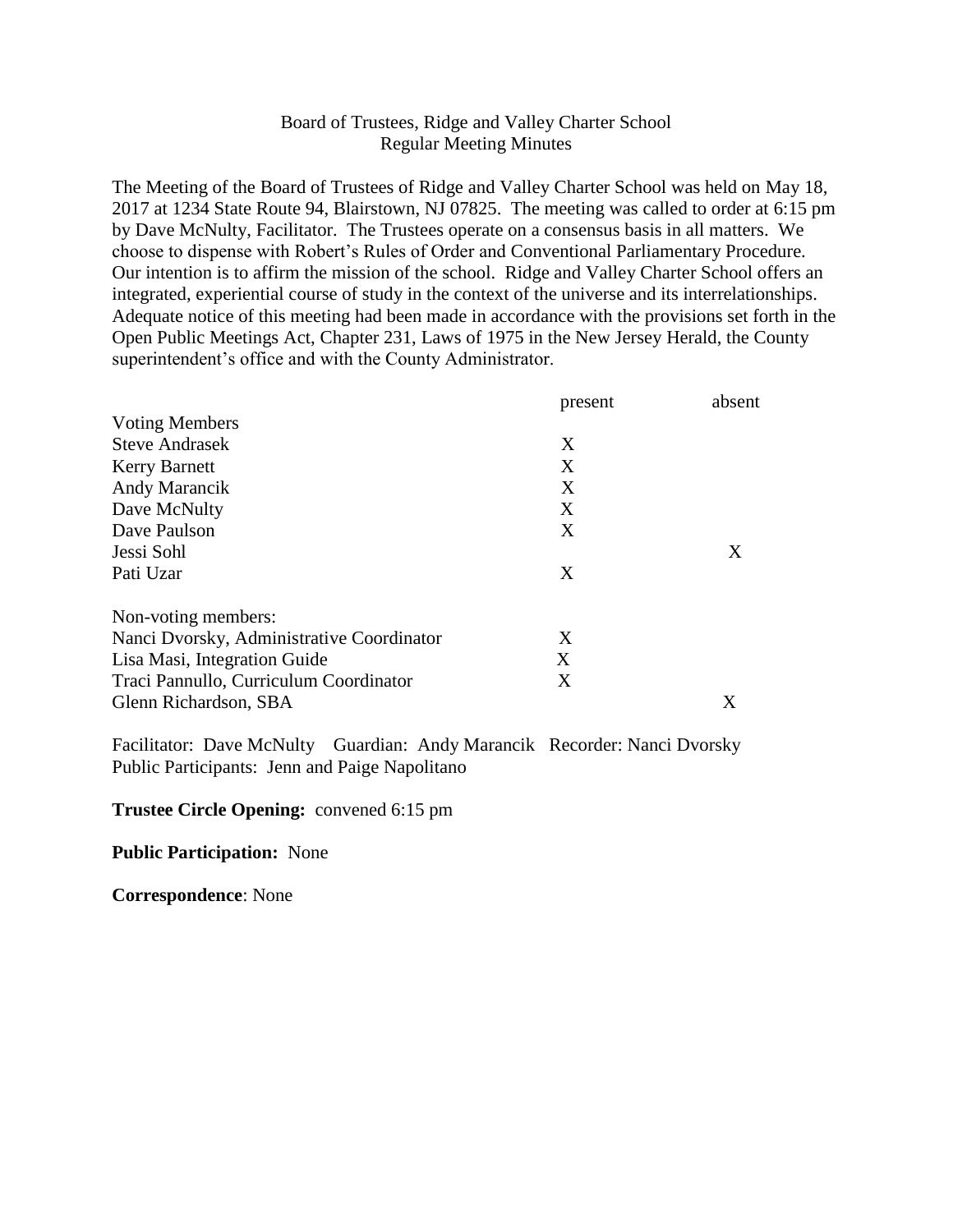Board of Trustees, Ridge and Valley Charter School
Regular Meeting Minutes

The Meeting of the Board of Trustees of Ridge and Valley Charter School was held on May 18, 2017 at 1234 State Route 94, Blairstown, NJ 07825. The meeting was called to order at 6:15 pm by Dave McNulty, Facilitator. The Trustees operate on a consensus basis in all matters. We choose to dispense with Robert's Rules of Order and Conventional Parliamentary Procedure. Our intention is to affirm the mission of the school. Ridge and Valley Charter School offers an integrated, experiential course of study in the context of the universe and its interrelationships. Adequate notice of this meeting had been made in accordance with the provisions set forth in the Open Public Meetings Act, Chapter 231, Laws of 1975 in the New Jersey Herald, the County superintendent's office and with the County Administrator.

| | present | absent |
|---|---|---|
| Voting Members | | |
| Steve Andrasek | X | |
| Kerry Barnett | X | |
| Andy Marancik | X | |
| Dave McNulty | X | |
| Dave Paulson | X | |
| Jessi Sohl | | X |
| Pati Uzar | X | |
| Non-voting members: | | |
| Nanci Dvorsky, Administrative Coordinator | X | |
| Lisa Masi, Integration Guide | X | |
| Traci Pannullo, Curriculum Coordinator | X | |
| Glenn Richardson, SBA | | X |

Facilitator: Dave McNulty Guardian: Andy Marancik Recorder: Nanci Dvorsky
Public Participants: Jenn and Paige Napolitano

**Trustee Circle Opening:** convened 6:15 pm

**Public Participation:** None

**Correspondence**: None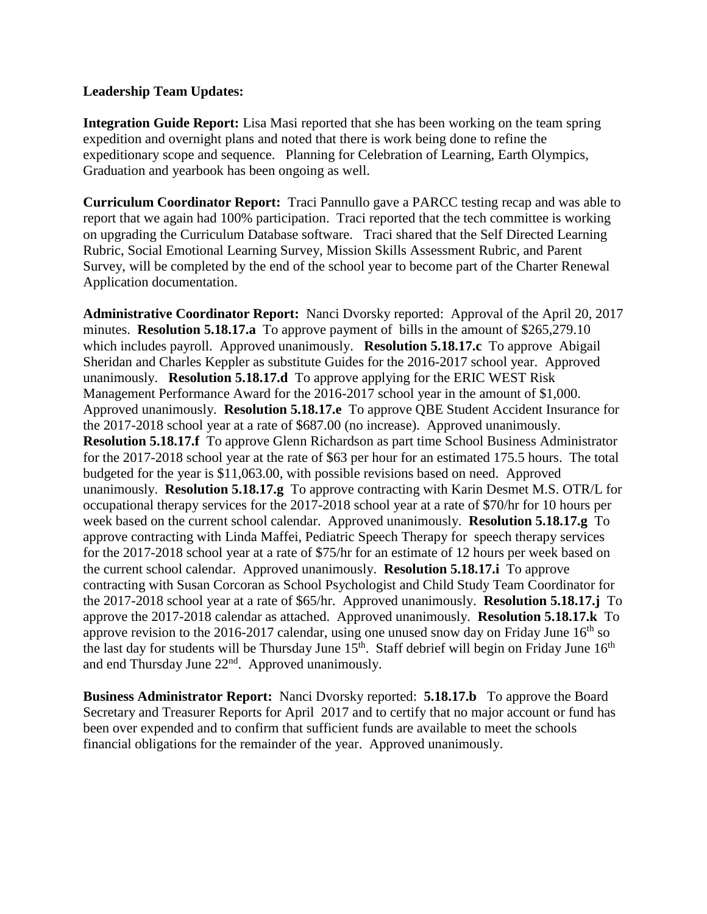**Leadership Team Updates:**

**Integration Guide Report:** Lisa Masi reported that she has been working on the team spring expedition and overnight plans and noted that there is work being done to refine the expeditionary scope and sequence. Planning for Celebration of Learning, Earth Olympics, Graduation and yearbook has been ongoing as well.

**Curriculum Coordinator Report:** Traci Pannullo gave a PARCC testing recap and was able to report that we again had 100% participation. Traci reported that the tech committee is working on upgrading the Curriculum Database software. Traci shared that the Self Directed Learning Rubric, Social Emotional Learning Survey, Mission Skills Assessment Rubric, and Parent Survey, will be completed by the end of the school year to become part of the Charter Renewal Application documentation.

**Administrative Coordinator Report:** Nanci Dvorsky reported: Approval of the April 20, 2017 minutes. **Resolution 5.18.17.a** To approve payment of bills in the amount of $265,279.10 which includes payroll. Approved unanimously. **Resolution 5.18.17.c** To approve Abigail Sheridan and Charles Keppler as substitute Guides for the 2016-2017 school year. Approved unanimously. **Resolution 5.18.17.d** To approve applying for the ERIC WEST Risk Management Performance Award for the 2016-2017 school year in the amount of $1,000. Approved unanimously. **Resolution 5.18.17.e** To approve QBE Student Accident Insurance for the 2017-2018 school year at a rate of $687.00 (no increase). Approved unanimously. **Resolution 5.18.17.f** To approve Glenn Richardson as part time School Business Administrator for the 2017-2018 school year at the rate of $63 per hour for an estimated 175.5 hours. The total budgeted for the year is $11,063.00, with possible revisions based on need. Approved unanimously. **Resolution 5.18.17.g** To approve contracting with Karin Desmet M.S. OTR/L for occupational therapy services for the 2017-2018 school year at a rate of $70/hr for 10 hours per week based on the current school calendar. Approved unanimously. **Resolution 5.18.17.g** To approve contracting with Linda Maffei, Pediatric Speech Therapy for speech therapy services for the 2017-2018 school year at a rate of $75/hr for an estimate of 12 hours per week based on the current school calendar. Approved unanimously. **Resolution 5.18.17.i** To approve contracting with Susan Corcoran as School Psychologist and Child Study Team Coordinator for the 2017-2018 school year at a rate of $65/hr. Approved unanimously. **Resolution 5.18.17.j** To approve the 2017-2018 calendar as attached. Approved unanimously. **Resolution 5.18.17.k** To approve revision to the 2016-2017 calendar, using one unused snow day on Friday June 16th so the last day for students will be Thursday June 15th. Staff debrief will begin on Friday June 16th and end Thursday June 22nd. Approved unanimously.

**Business Administrator Report:** Nanci Dvorsky reported: **5.18.17.b** To approve the Board Secretary and Treasurer Reports for April 2017 and to certify that no major account or fund has been over expended and to confirm that sufficient funds are available to meet the schools financial obligations for the remainder of the year. Approved unanimously.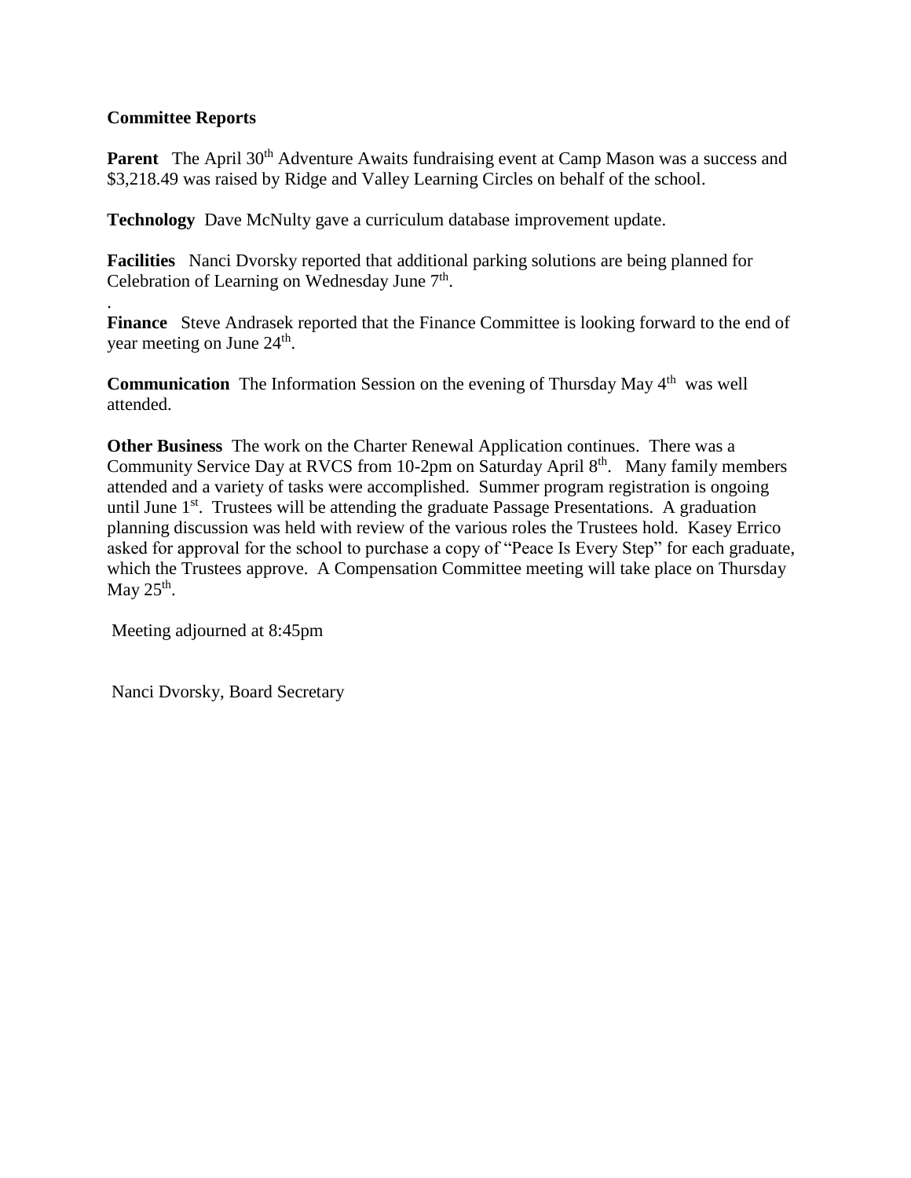**Committee Reports**

**Parent** The April 30th Adventure Awaits fundraising event at Camp Mason was a success and $3,218.49 was raised by Ridge and Valley Learning Circles on behalf of the school.

**Technology** Dave McNulty gave a curriculum database improvement update.

**Facilities** Nanci Dvorsky reported that additional parking solutions are being planned for Celebration of Learning on Wednesday June 7th.

.

**Finance** Steve Andrasek reported that the Finance Committee is looking forward to the end of year meeting on June 24th.

**Communication** The Information Session on the evening of Thursday May 4th was well attended.

**Other Business** The work on the Charter Renewal Application continues. There was a Community Service Day at RVCS from 10-2pm on Saturday April 8th. Many family members attended and a variety of tasks were accomplished. Summer program registration is ongoing until June 1st. Trustees will be attending the graduate Passage Presentations. A graduation planning discussion was held with review of the various roles the Trustees hold. Kasey Errico asked for approval for the school to purchase a copy of "Peace Is Every Step" for each graduate, which the Trustees approve. A Compensation Committee meeting will take place on Thursday May 25th.

Meeting adjourned at 8:45pm

Nanci Dvorsky, Board Secretary